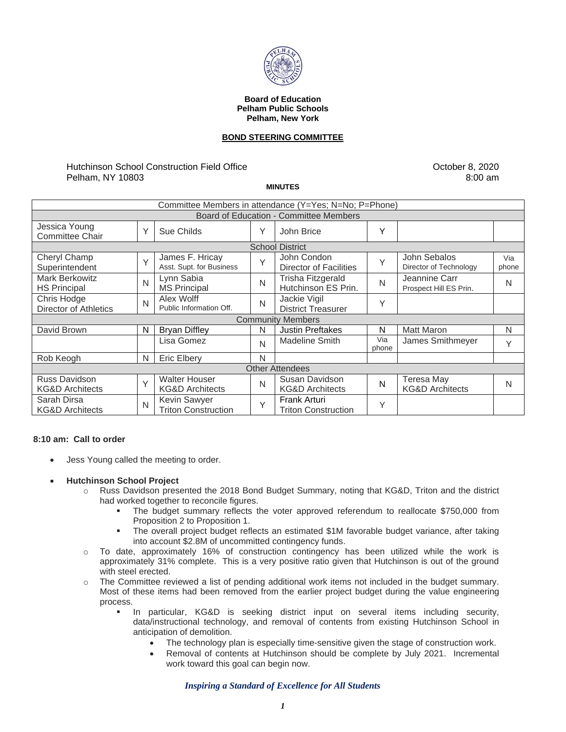**Board of Education**
**Pelham Public Schools**
**Pelham, New York**

**BOND STEERING COMMITTEE**

Hutchinson School Construction Field Office
Pelham, NY 10803

October 8, 2020
8:00 am

**MINUTES**

| Committee Members in attendance (Y=Yes; N=No; P=Phone) | | | | | | | |
|---|---|---|---|---|---|---|---|
| **Board of Education - Committee Members** | | | | | | | |
| Jessica Young<br>Committee Chair | Y | Sue Childs | Y | John Brice | Y | | |
| **School District** | | | | | | | |
| Cheryl Champ<br>Superintendent | Y | James F. Hricay<br>Asst. Supt. for Business | Y | John Condon<br>Director of Facilities | Y | John Sebalos<br>Director of Technology | Via phone |
| Mark Berkowitz<br>HS Principal | N | Lynn Sabia<br>MS Principal | N | Trisha Fitzgerald<br>Hutchinson ES Prin. | N | Jeannine Carr<br>Prospect Hill ES Prin. | N |
| Chris Hodge<br>Director of Athletics | N | Alex Wolff<br>Public Information Off. | N | Jackie Vigil<br>District Treasurer | Y | | |
| **Community Members** | | | | | | | |
| David Brown | N | Bryan Diffley | N | Justin Preftakes | N | Matt Maron | N |
| | | Lisa Gomez | N | Madeline Smith | Via phone | James Smithmeyer | Y |
| Rob Keogh | N | Eric Elbery | N | | | | |
| **Other Attendees** | | | | | | | |
| Russ Davidson<br>KG&D Architects | Y | Walter Houser<br>KG&D Architects | N | Susan Davidson<br>KG&D Architects | N | Teresa May<br>KG&D Architects | N |
| Sarah Dirsa<br>KG&D Architects | N | Kevin Sawyer<br>Triton Construction | Y | Frank Arturi<br>Triton Construction | Y | | |

**8:10 am: Call to order**

- Jess Young called the meeting to order.

- **Hutchinson School Project**
  - Russ Davidson presented the 2018 Bond Budget Summary, noting that KG&D, Triton and the district had worked together to reconcile figures.
    - The budget summary reflects the voter approved referendum to reallocate $750,000 from Proposition 2 to Proposition 1.
    - The overall project budget reflects an estimated $1M favorable budget variance, after taking into account $2.8M of uncommitted contingency funds.
  - To date, approximately 16% of construction contingency has been utilized while the work is approximately 31% complete. This is a very positive ratio given that Hutchinson is out of the ground with steel erected.
  - The Committee reviewed a list of pending additional work items not included in the budget summary. Most of these items had been removed from the earlier project budget during the value engineering process.
    - In particular, KG&D is seeking district input on several items including security, data/instructional technology, and removal of contents from existing Hutchinson School in anticipation of demolition.
      - The technology plan is especially time-sensitive given the stage of construction work.
      - Removal of contents at Hutchinson should be complete by July 2021. Incremental work toward this goal can begin now.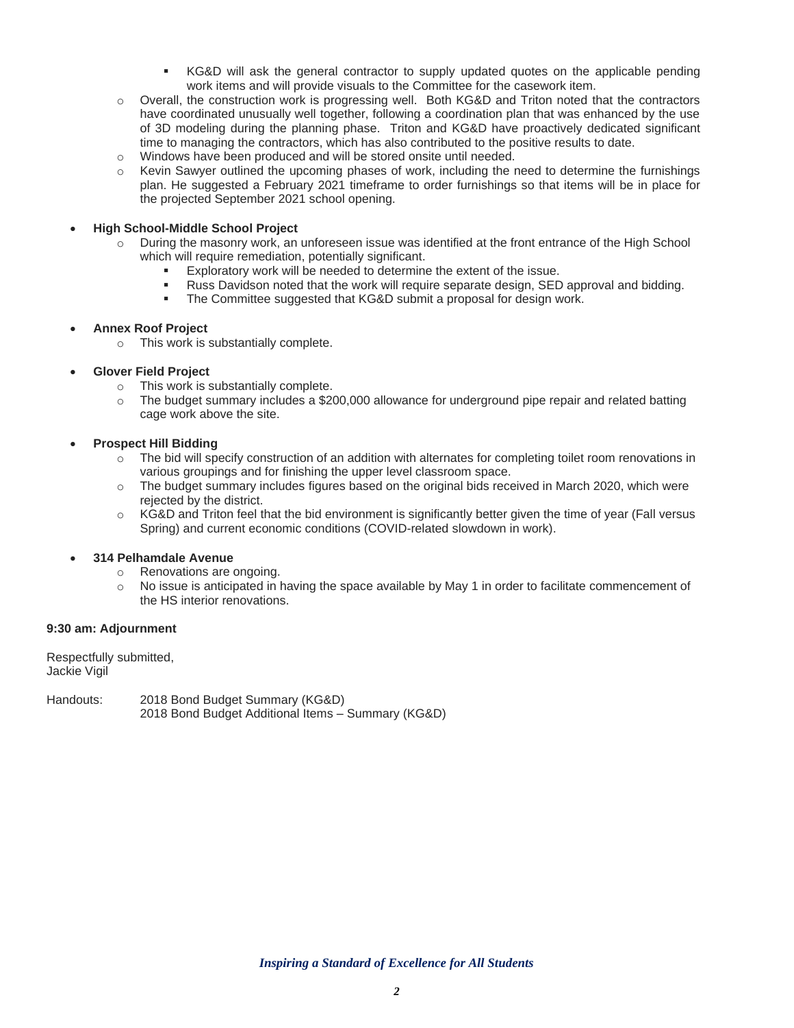- KG&D will ask the general contractor to supply updated quotes on the applicable pending work items and will provide visuals to the Committee for the casework item.
    - Overall, the construction work is progressing well. Both KG&D and Triton noted that the contractors have coordinated unusually well together, following a coordination plan that was enhanced by the use of 3D modeling during the planning phase. Triton and KG&D have proactively dedicated significant time to managing the contractors, which has also contributed to the positive results to date.
    - Windows have been produced and will be stored onsite until needed.
    - Kevin Sawyer outlined the upcoming phases of work, including the need to determine the furnishings plan. He suggested a February 2021 timeframe to order furnishings so that items will be in place for the projected September 2021 school opening.

- **High School-Middle School Project**
    - During the masonry work, an unforeseen issue was identified at the front entrance of the High School which will require remediation, potentially significant.
        - Exploratory work will be needed to determine the extent of the issue.
        - Russ Davidson noted that the work will require separate design, SED approval and bidding.
        - The Committee suggested that KG&D submit a proposal for design work.

- **Annex Roof Project**
    - This work is substantially complete.

- **Glover Field Project**
    - This work is substantially complete.
    - The budget summary includes a $200,000 allowance for underground pipe repair and related batting cage work above the site.

- **Prospect Hill Bidding**
    - The bid will specify construction of an addition with alternates for completing toilet room renovations in various groupings and for finishing the upper level classroom space.
    - The budget summary includes figures based on the original bids received in March 2020, which were rejected by the district.
    - KG&D and Triton feel that the bid environment is significantly better given the time of year (Fall versus Spring) and current economic conditions (COVID-related slowdown in work).

- **314 Pelhamdale Avenue**
    - Renovations are ongoing.
    - No issue is anticipated in having the space available by May 1 in order to facilitate commencement of the HS interior renovations.

**9:30 am: Adjournment**

Respectfully submitted,
Jackie Vigil

Handouts: 2018 Bond Budget Summary (KG&D)
2018 Bond Budget Additional Items – Summary (KG&D)

*Inspiring a Standard of Excellence for All Students*